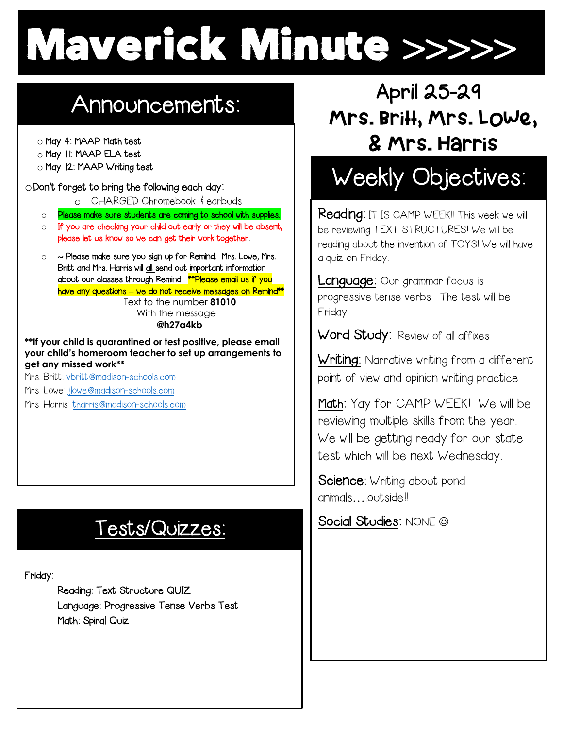# Maverick Minute >>>>>

## Announcements:

- May 4: MAAP Math test
- May 11: MAAP ELA test
- May 12: MAAP Writing test

- Don't forget to bring the following each day:
  - CHARGED Chromebook & earbuds
  - Please make sure students are coming to school with supplies.
  - If you are checking your child out early or they will be absent, please let us know so we can get their work together.
  - ~ Please make sure you sign up for Remind. Mrs. Lowe, Mrs. Britt and Mrs. Harris will all send out important information about our classes through Remind. **Please email us if you have any questions – we do not receive messages on Remind**

Text to the number **81010**
With the message
**@h27a4kb**

****If your child is quarantined or test positive, please email your child's homeroom teacher to set up arrangements to get any missed work****

Mrs. Britt: vbritt@madison-schools.com
Mrs. Lowe: jlowe@madison-schools.com
Mrs. Harris: tharris@madison-schools.com

## Tests/Quizzes:

Friday:

Reading: Text Structure QUIZ
Language: Progressive Tense Verbs Test
Math: Spiral Quiz

## April 25-29
## Mrs. Britt, Mrs. Lowe, & Mrs. Harris

## Weekly Objectives:

Reading: IT IS CAMP WEEK!! This week we will be reviewing TEXT STRUCTURES! We will be reading about the invention of TOYS! We will have a quiz on Friday.

Language: Our grammar focus is progressive tense verbs. The test will be Friday

Word Study: Review of all affixes

Writing: Narrative writing from a different point of view and opinion writing practice

Math: Yay for CAMP WEEK! We will be reviewing multiple skills from the year. We will be getting ready for our state test which will be next Wednesday.

Science: Writing about pond animals….outside!!

Social Studies: NONE ☺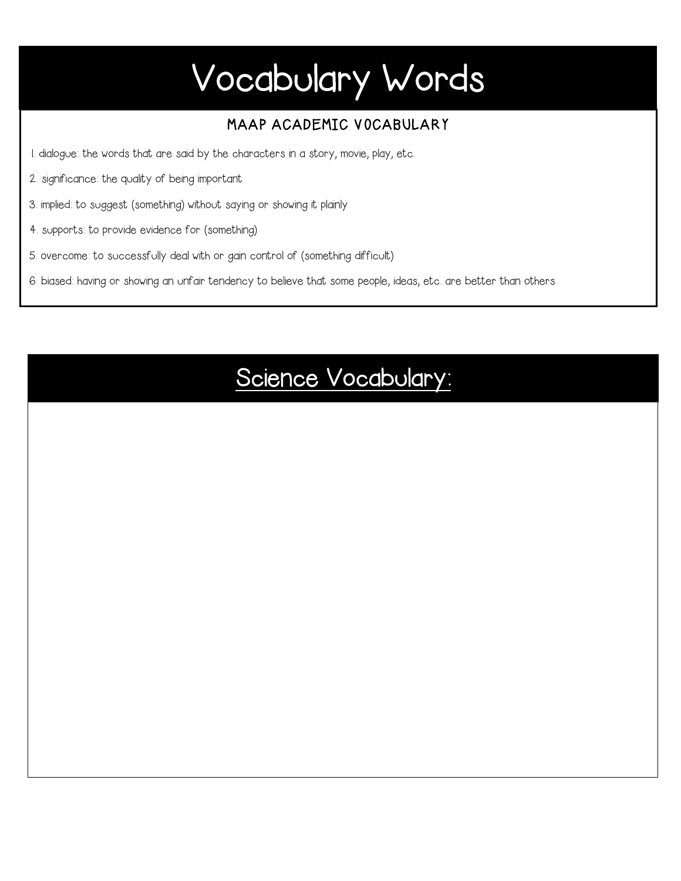# Vocabulary Words

## MAAP ACADEMIC V0CABULARY

1. dialogue: the words that are said by the characters in a story, movie, play, etc.
2. significance: the quality of being important
3. implied: to suggest (something) without saying or showing it plainly
4. supports: to provide evidence for (something)
5. overcome: to successfully deal with or gain control of (something difficult)
6. biased: having or showing an unfair tendency to believe that some people, ideas, etc. are better than others

# Science Vocabulary: